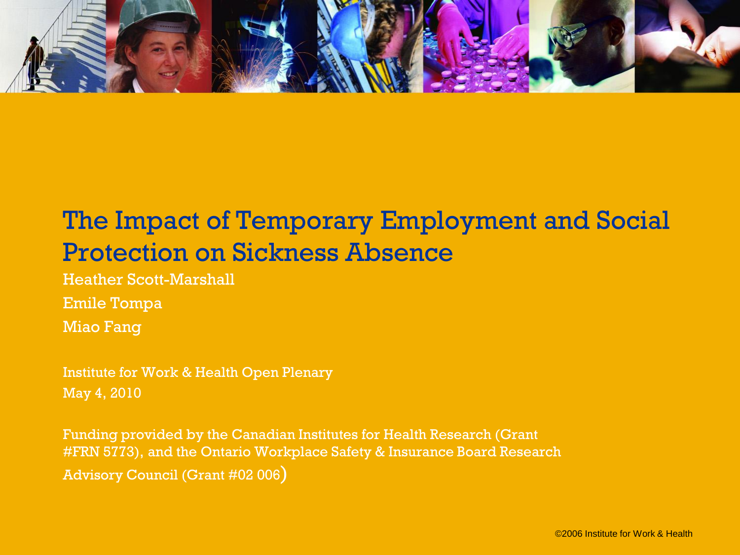# The Impact of Temporary Employment and Social Protection on Sickness Absence

Heather Scott-Marshall

Emile Tompa

Miao Fang

Institute for Work & Health Open Plenary

May 4, 2010

Funding provided by the Canadian Institutes for Health Research (Grant #FRN 5773), and the Ontario Workplace Safety & Insurance Board Research Advisory Council (Grant #02 006)

©2006 Institute for Work & Health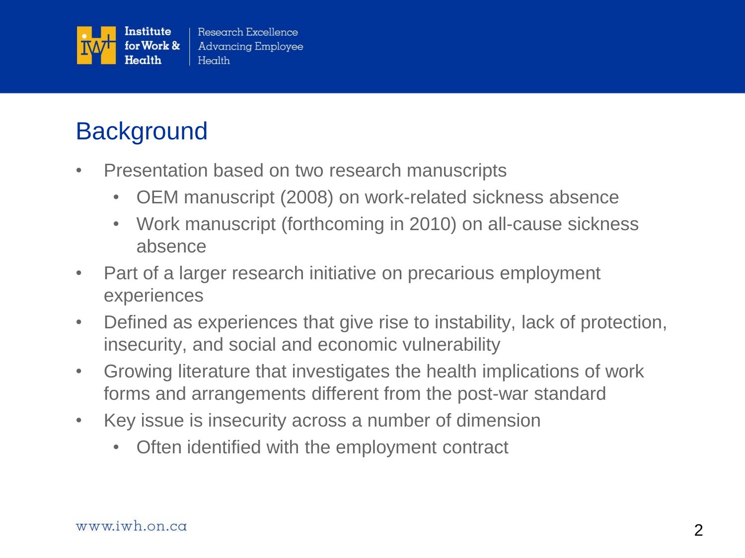## Background

- Presentation based on two research manuscripts
  - OEM manuscript (2008) on work-related sickness absence
  - Work manuscript (forthcoming in 2010) on all-cause sickness absence
- Part of a larger research initiative on precarious employment experiences
- Defined as experiences that give rise to instability, lack of protection, insecurity, and social and economic vulnerability
- Growing literature that investigates the health implications of work forms and arrangements different from the post-war standard
- Key issue is insecurity across a number of dimension
  - Often identified with the employment contract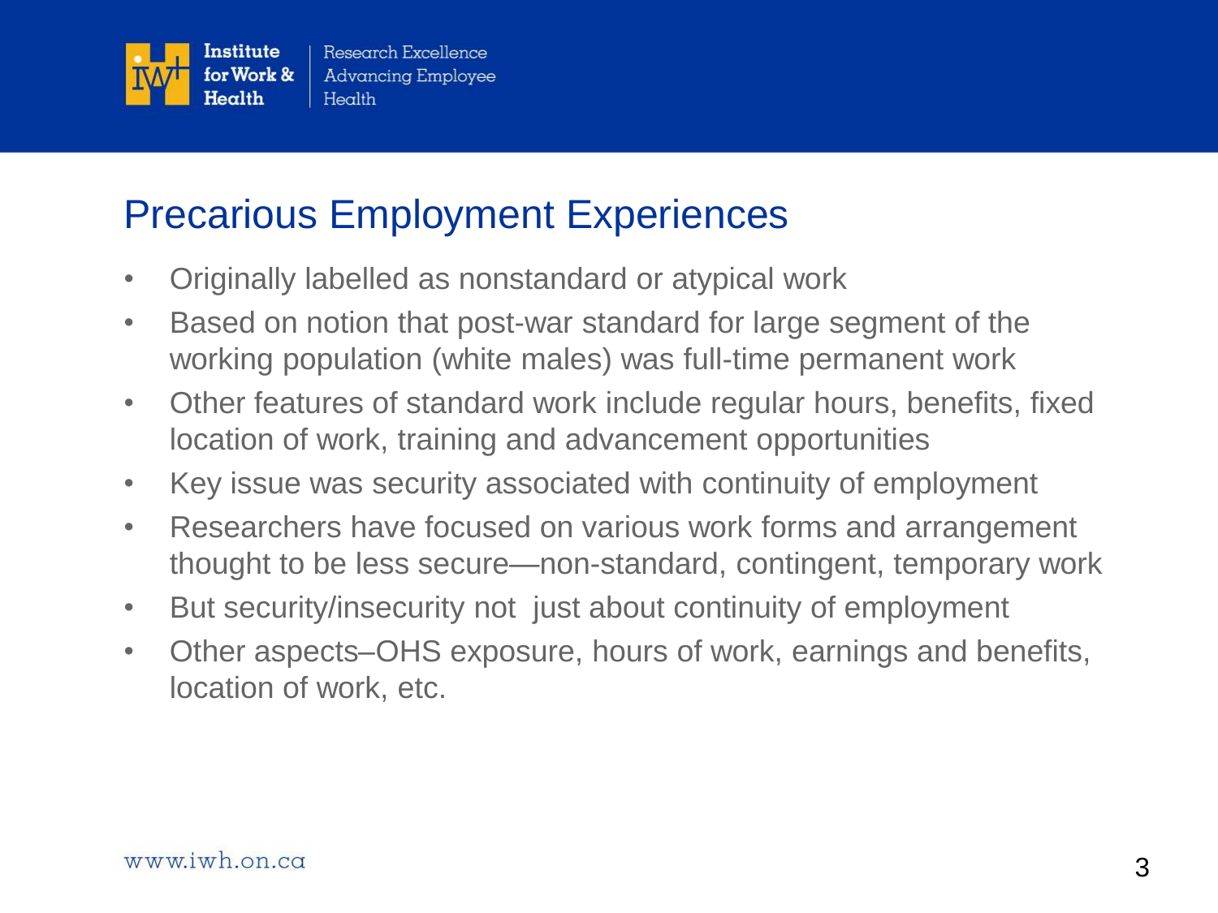# Precarious Employment Experiences

- Originally labelled as nonstandard or atypical work
- Based on notion that post-war standard for large segment of the working population (white males) was full-time permanent work
- Other features of standard work include regular hours, benefits, fixed location of work, training and advancement opportunities
- Key issue was security associated with continuity of employment
- Researchers have focused on various work forms and arrangement thought to be less secure—non-standard, contingent, temporary work
- But security/insecurity not just about continuity of employment
- Other aspects–OHS exposure, hours of work, earnings and benefits, location of work, etc.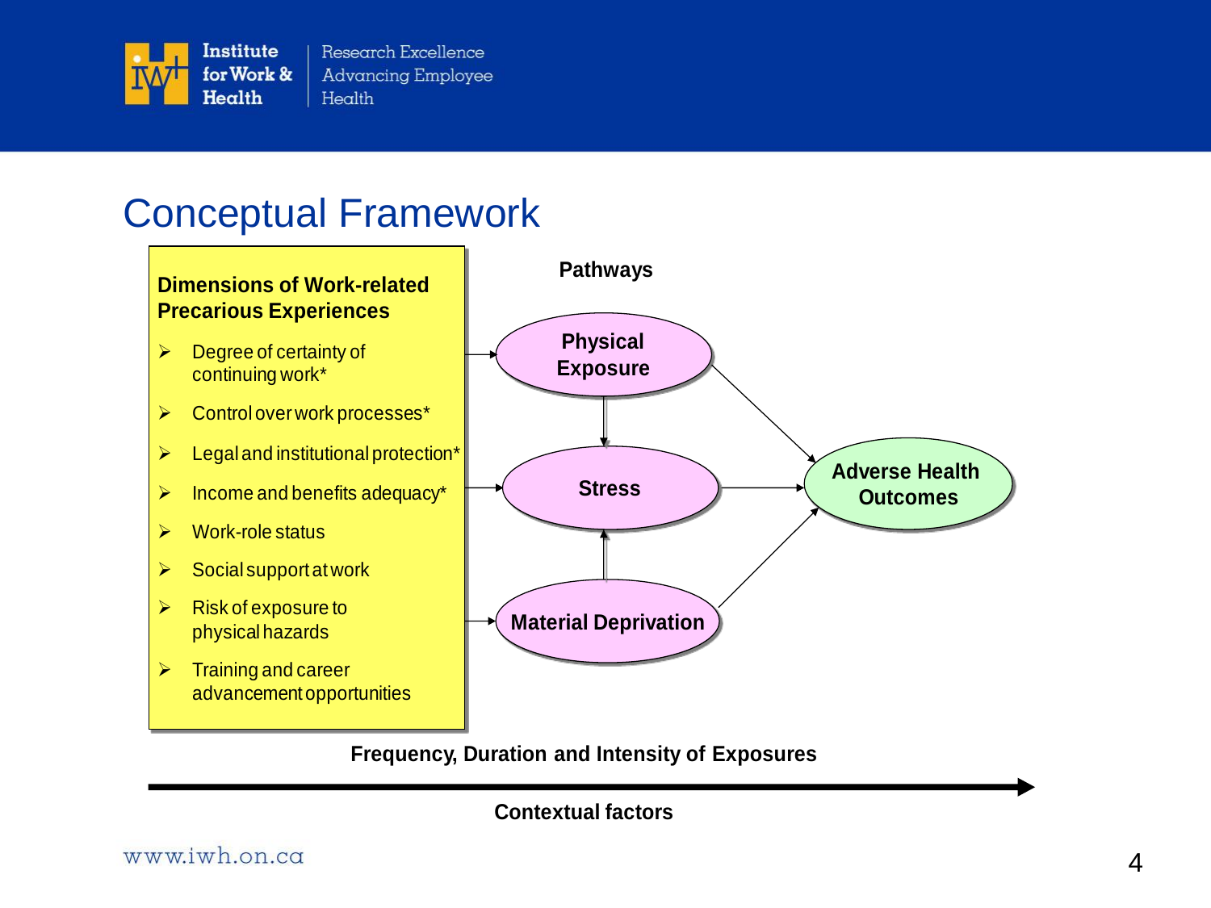# Conceptual Framework

**Dimensions of Work-related Precarious Experiences**

- Degree of certainty of continuing work*
- Control over work processes*
- Legal and institutional protection*
- Income and benefits adequacy*
- Work-role status
- Social support at work
- Risk of exposure to physical hazards
- Training and career advancement opportunities

**Pathways**

**Physical Exposure**

**Stress**

**Material Deprivation**

**Adverse Health Outcomes**

**Frequency, Duration and Intensity of Exposures**

**Contextual factors**

www.iwh.on.ca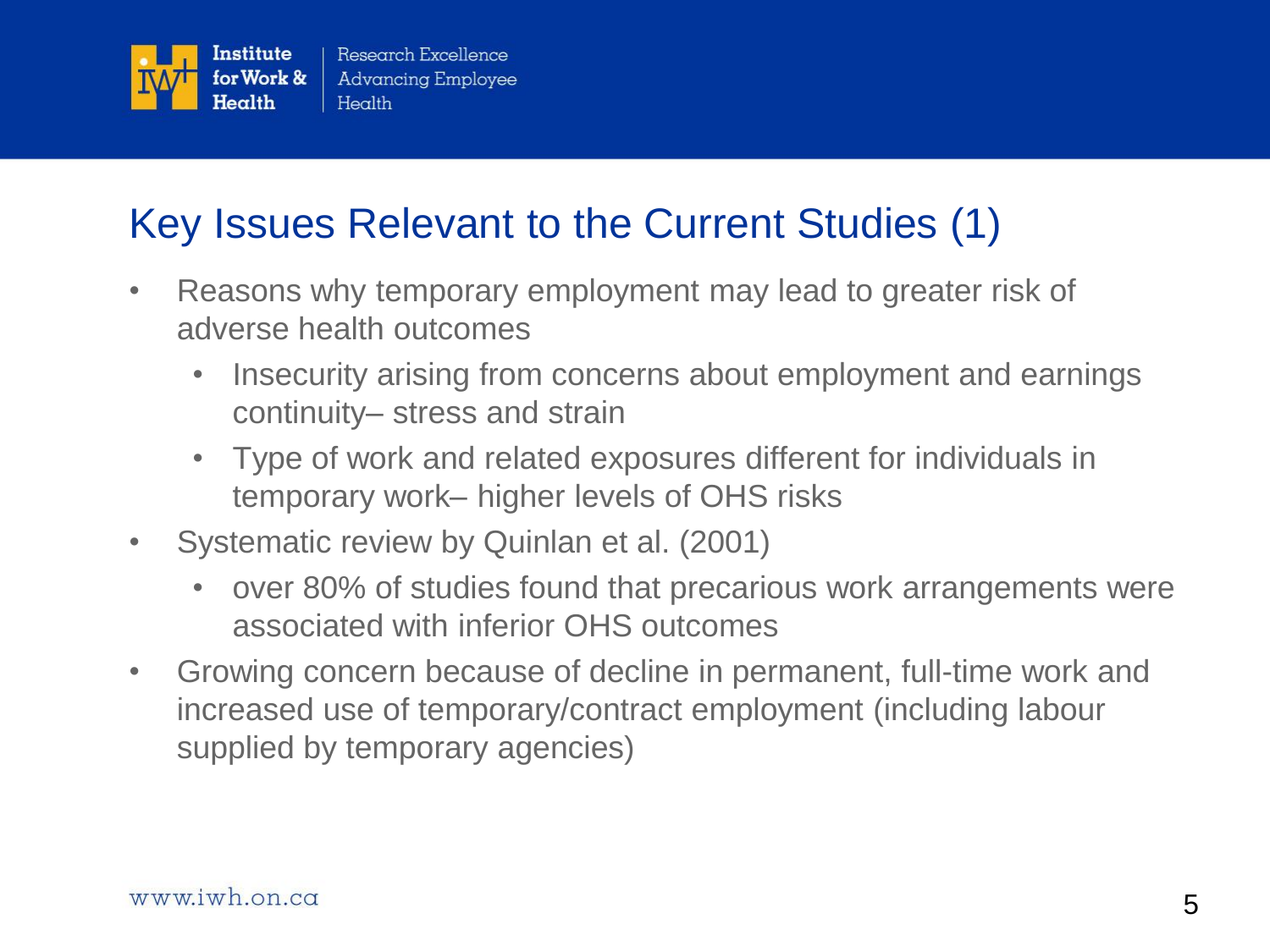## Key Issues Relevant to the Current Studies (1)

- Reasons why temporary employment may lead to greater risk of adverse health outcomes
  - Insecurity arising from concerns about employment and earnings continuity– stress and strain
  - Type of work and related exposures different for individuals in temporary work– higher levels of OHS risks
- Systematic review by Quinlan et al. (2001)
  - over 80% of studies found that precarious work arrangements were associated with inferior OHS outcomes
- Growing concern because of decline in permanent, full-time work and increased use of temporary/contract employment (including labour supplied by temporary agencies)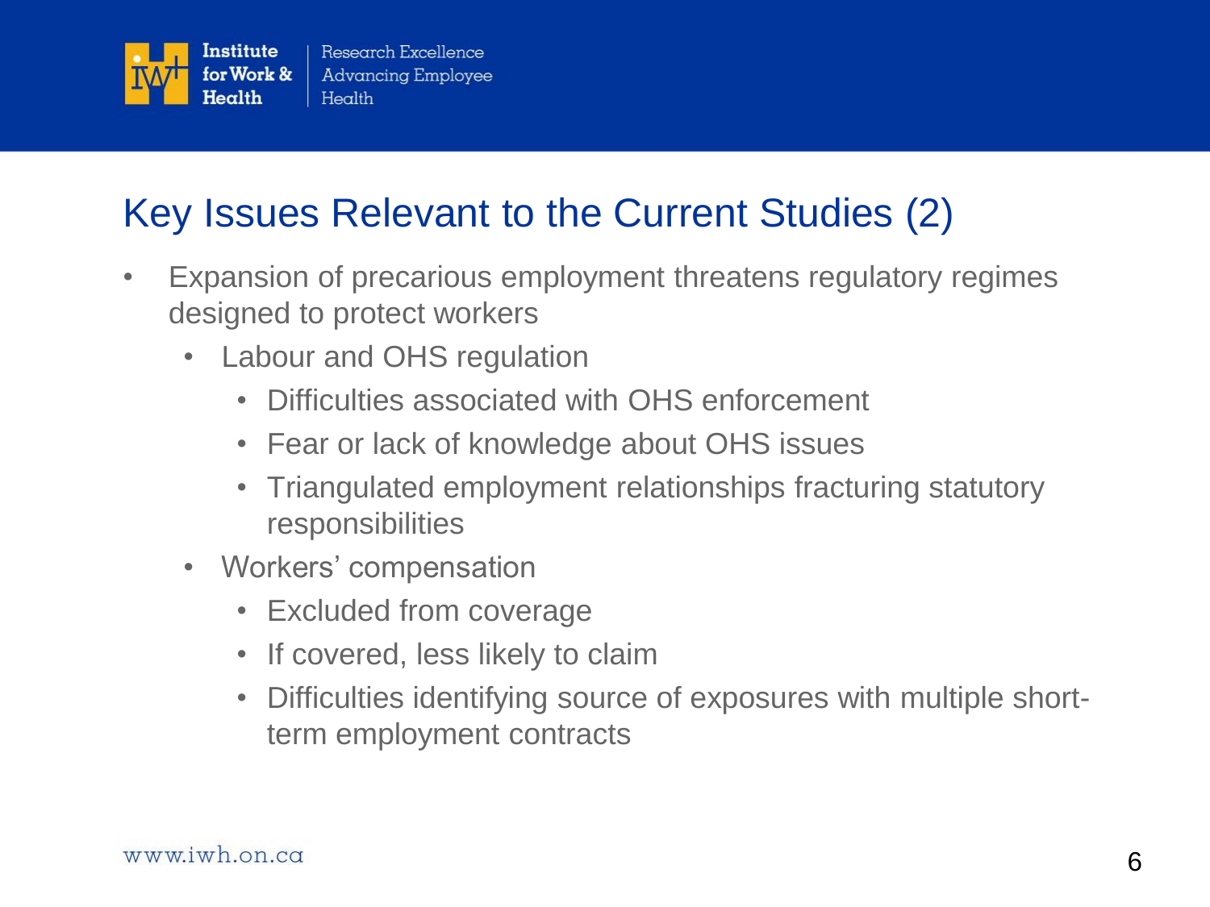## Key Issues Relevant to the Current Studies (2)

- Expansion of precarious employment threatens regulatory regimes designed to protect workers
  - Labour and OHS regulation
    - Difficulties associated with OHS enforcement
    - Fear or lack of knowledge about OHS issues
    - Triangulated employment relationships fracturing statutory responsibilities
  - Workers' compensation
    - Excluded from coverage
    - If covered, less likely to claim
    - Difficulties identifying source of exposures with multiple short-term employment contracts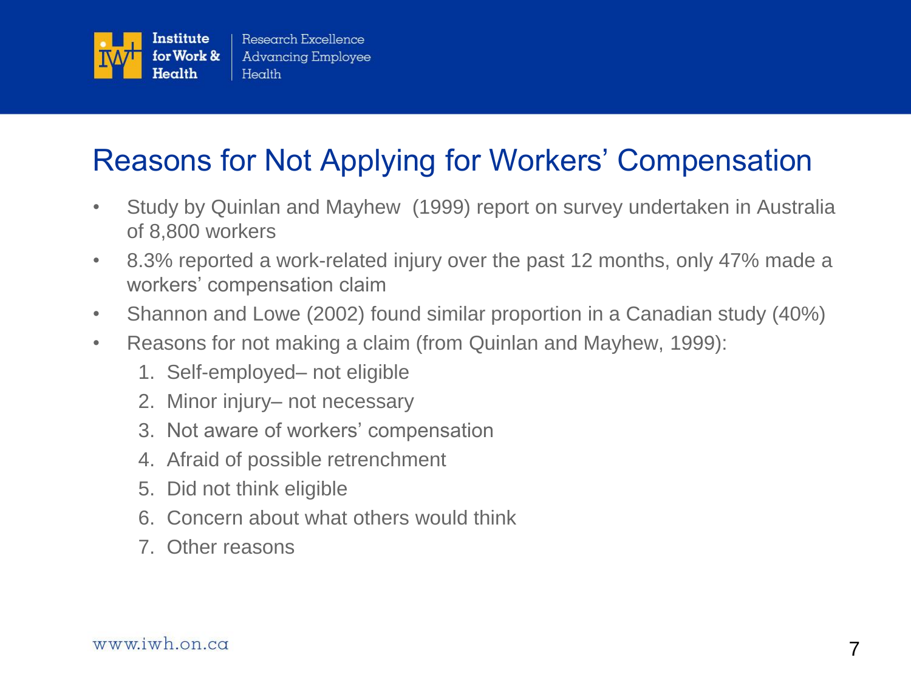# Reasons for Not Applying for Workers' Compensation

- Study by Quinlan and Mayhew (1999) report on survey undertaken in Australia of 8,800 workers
- 8.3% reported a work-related injury over the past 12 months, only 47% made a workers' compensation claim
- Shannon and Lowe (2002) found similar proportion in a Canadian study (40%)
- Reasons for not making a claim (from Quinlan and Mayhew, 1999):
  1. Self-employed– not eligible
  2. Minor injury– not necessary
  3. Not aware of workers' compensation
  4. Afraid of possible retrenchment
  5. Did not think eligible
  6. Concern about what others would think
  7. Other reasons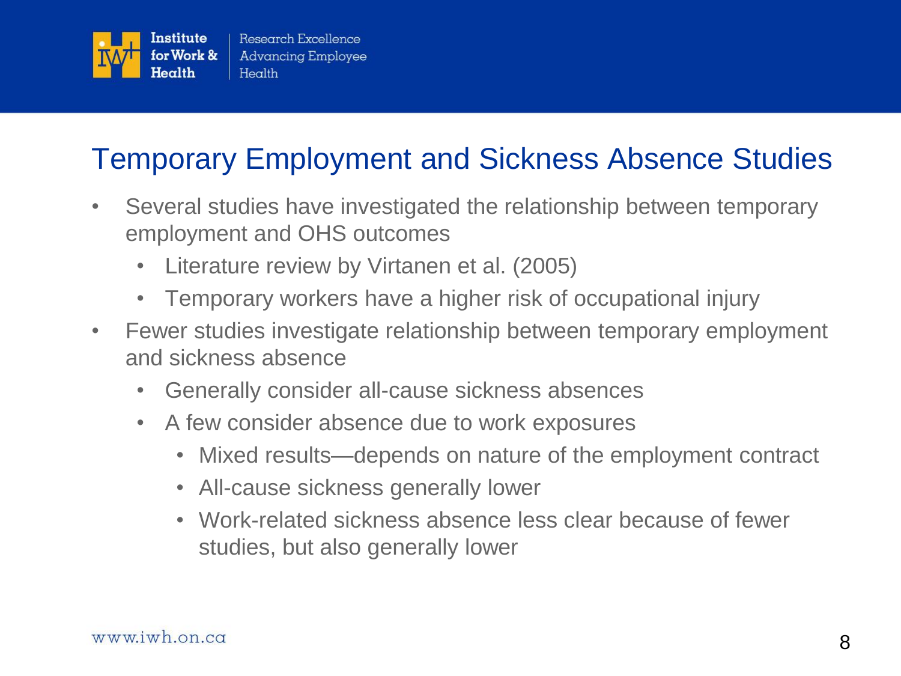# Temporary Employment and Sickness Absence Studies

- Several studies have investigated the relationship between temporary employment and OHS outcomes
  - Literature review by Virtanen et al. (2005)
  - Temporary workers have a higher risk of occupational injury
- Fewer studies investigate relationship between temporary employment and sickness absence
  - Generally consider all-cause sickness absences
  - A few consider absence due to work exposures
    - Mixed results—depends on nature of the employment contract
    - All-cause sickness generally lower
    - Work-related sickness absence less clear because of fewer studies, but also generally lower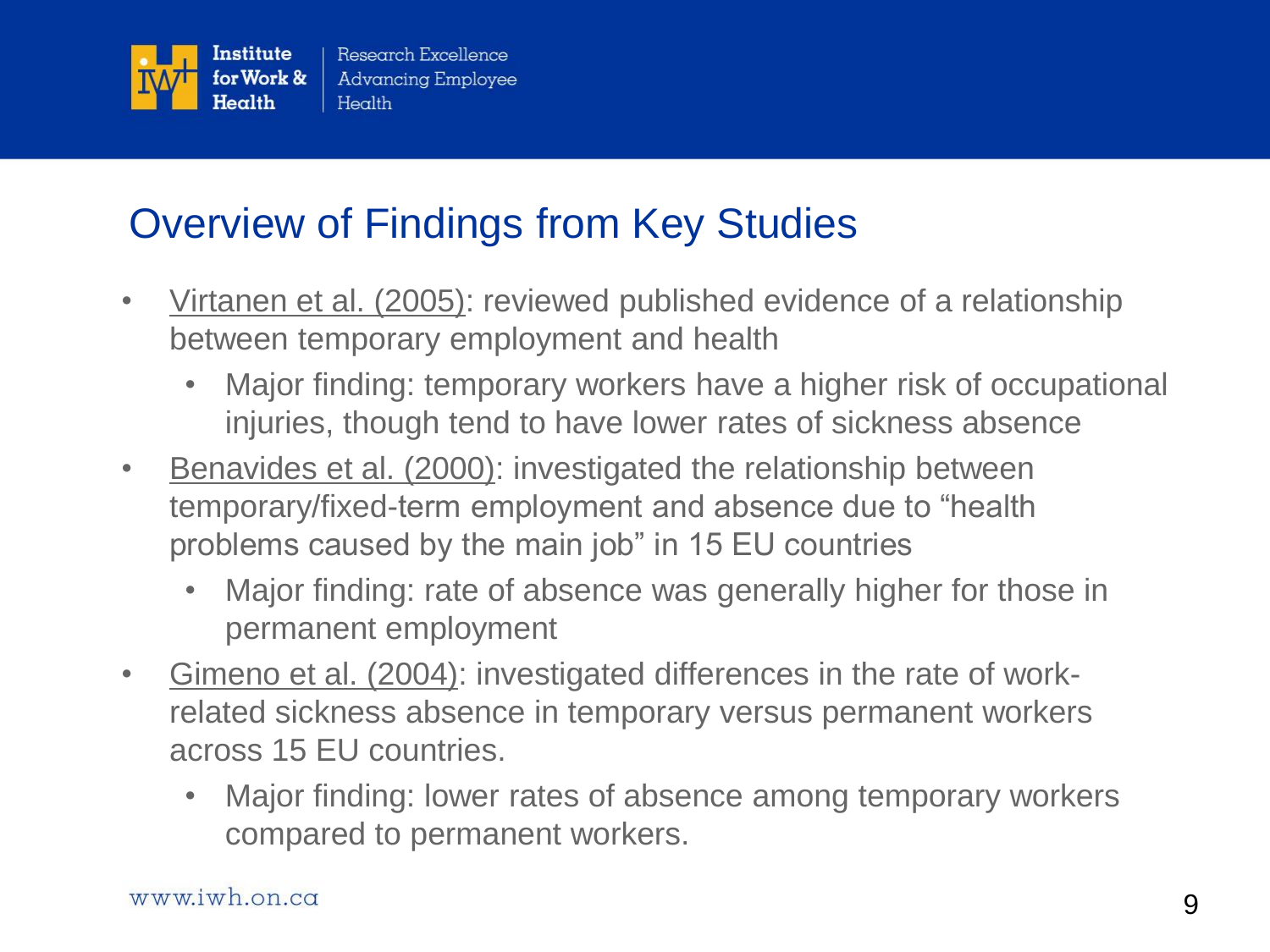## Overview of Findings from Key Studies

- Virtanen et al. (2005): reviewed published evidence of a relationship between temporary employment and health
  - Major finding: temporary workers have a higher risk of occupational injuries, though tend to have lower rates of sickness absence
- Benavides et al. (2000): investigated the relationship between temporary/fixed-term employment and absence due to "health problems caused by the main job" in 15 EU countries
  - Major finding: rate of absence was generally higher for those in permanent employment
- Gimeno et al. (2004): investigated differences in the rate of work-related sickness absence in temporary versus permanent workers across 15 EU countries.
  - Major finding: lower rates of absence among temporary workers compared to permanent workers.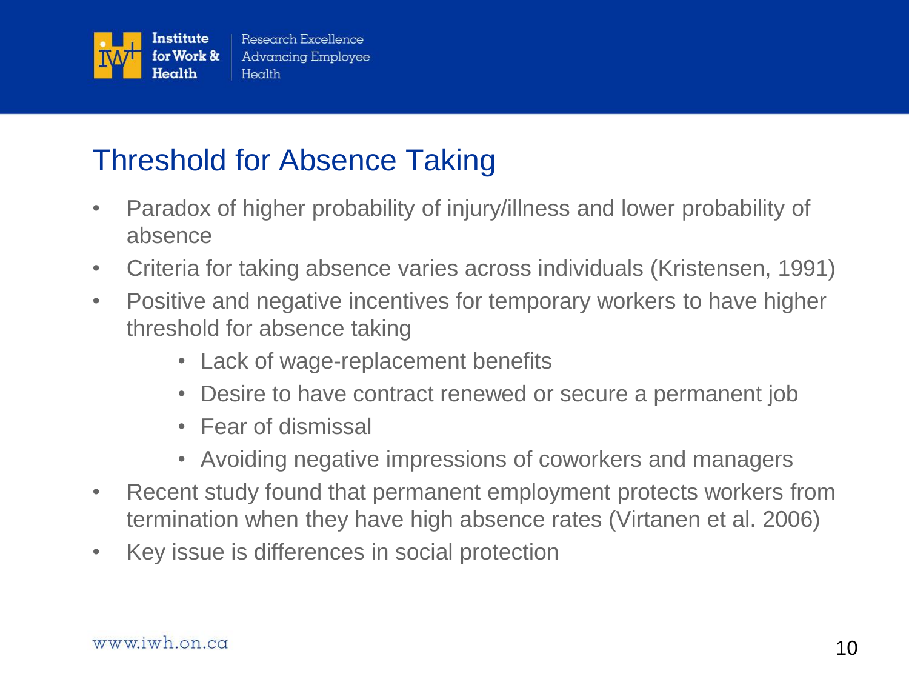# Threshold for Absence Taking

- Paradox of higher probability of injury/illness and lower probability of absence
- Criteria for taking absence varies across individuals (Kristensen, 1991)
- Positive and negative incentives for temporary workers to have higher threshold for absence taking
  - Lack of wage-replacement benefits
  - Desire to have contract renewed or secure a permanent job
  - Fear of dismissal
  - Avoiding negative impressions of coworkers and managers
- Recent study found that permanent employment protects workers from termination when they have high absence rates (Virtanen et al. 2006)
- Key issue is differences in social protection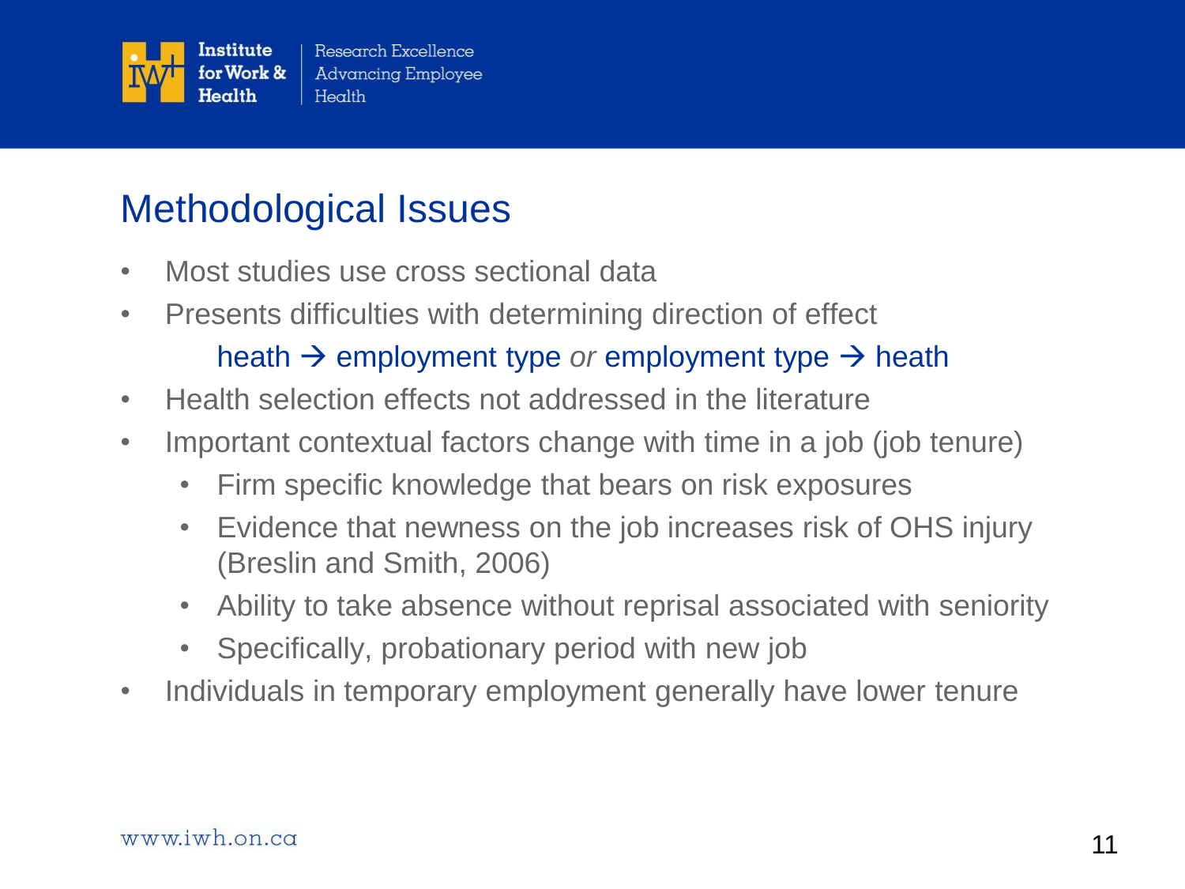# Methodological Issues

- Most studies use cross sectional data
- Presents difficulties with determining direction of effect

  heath → employment type *or* employment type → heath
- Health selection effects not addressed in the literature
- Important contextual factors change with time in a job (job tenure)
  - Firm specific knowledge that bears on risk exposures
  - Evidence that newness on the job increases risk of OHS injury (Breslin and Smith, 2006)
  - Ability to take absence without reprisal associated with seniority
  - Specifically, probationary period with new job
- Individuals in temporary employment generally have lower tenure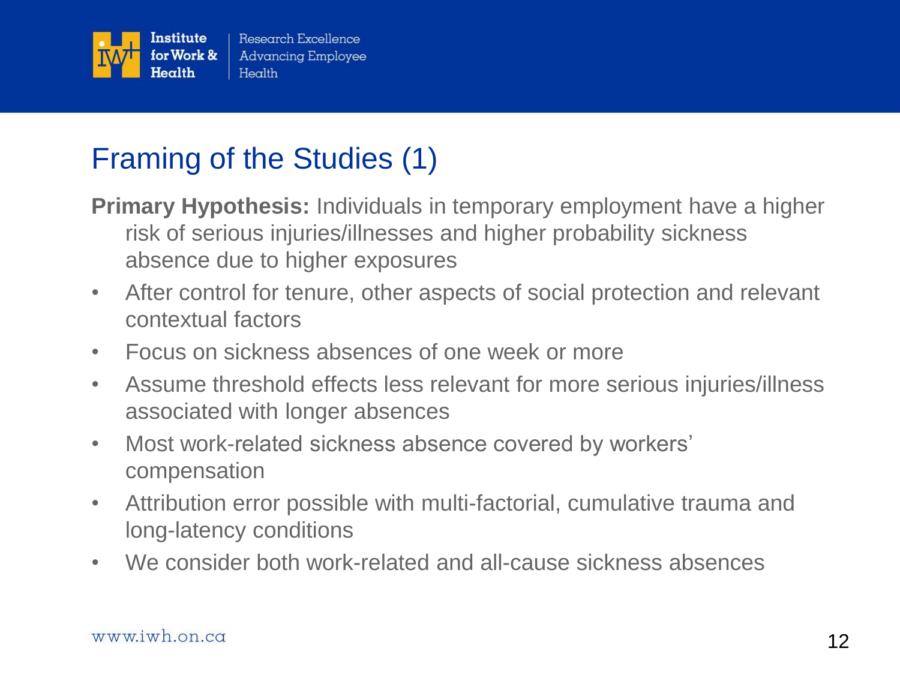# Framing of the Studies (1)

**Primary Hypothesis:** Individuals in temporary employment have a higher risk of serious injuries/illnesses and higher probability sickness absence due to higher exposures

- After control for tenure, other aspects of social protection and relevant contextual factors
- Focus on sickness absences of one week or more
- Assume threshold effects less relevant for more serious injuries/illness associated with longer absences
- Most work-related sickness absence covered by workers' compensation
- Attribution error possible with multi-factorial, cumulative trauma and long-latency conditions
- We consider both work-related and all-cause sickness absences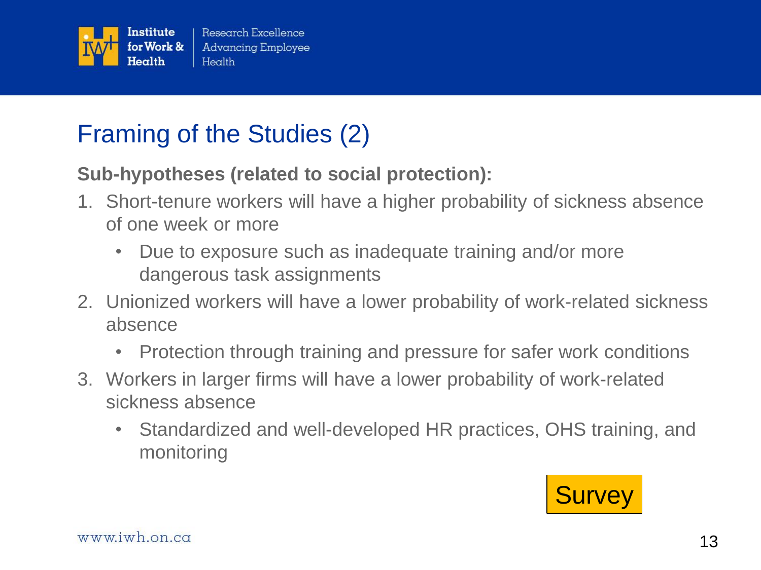# Framing of the Studies (2)

**Sub-hypotheses (related to social protection):**

1. Short-tenure workers will have a higher probability of sickness absence of one week or more
   - Due to exposure such as inadequate training and/or more dangerous task assignments
2. Unionized workers will have a lower probability of work-related sickness absence
   - Protection through training and pressure for safer work conditions
3. Workers in larger firms will have a lower probability of work-related sickness absence
   - Standardized and well-developed HR practices, OHS training, and monitoring

Survey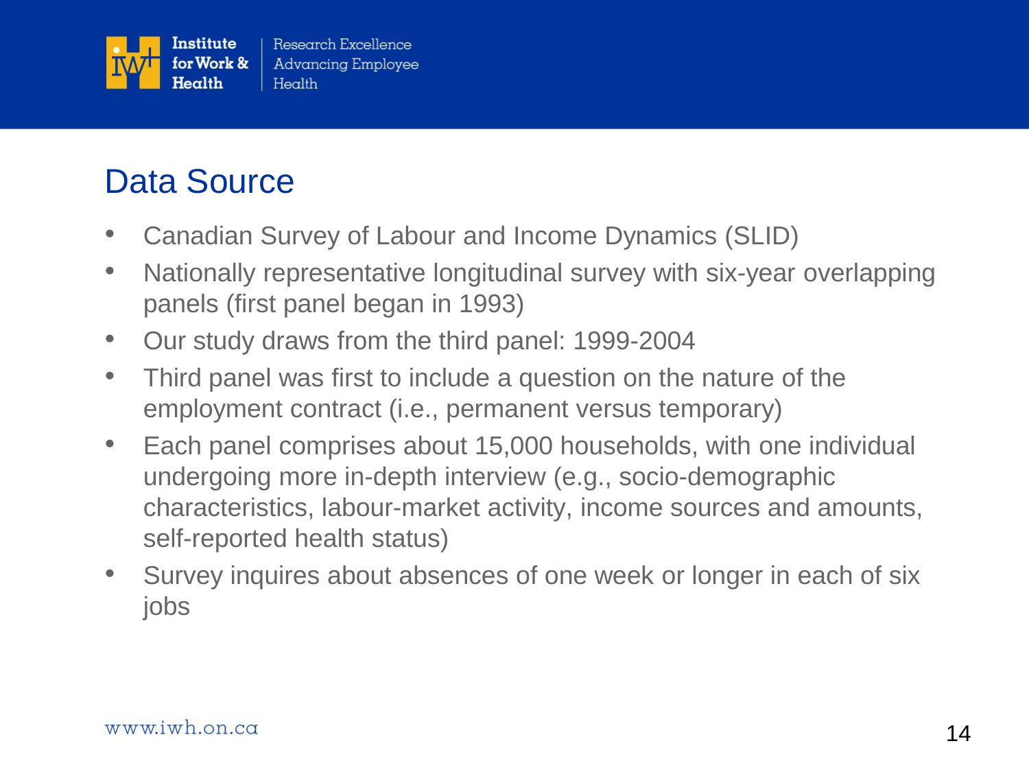## Data Source

- Canadian Survey of Labour and Income Dynamics (SLID)
- Nationally representative longitudinal survey with six-year overlapping panels (first panel began in 1993)
- Our study draws from the third panel: 1999-2004
- Third panel was first to include a question on the nature of the employment contract (i.e., permanent versus temporary)
- Each panel comprises about 15,000 households, with one individual undergoing more in-depth interview (e.g., socio-demographic characteristics, labour-market activity, income sources and amounts, self-reported health status)
- Survey inquires about absences of one week or longer in each of six jobs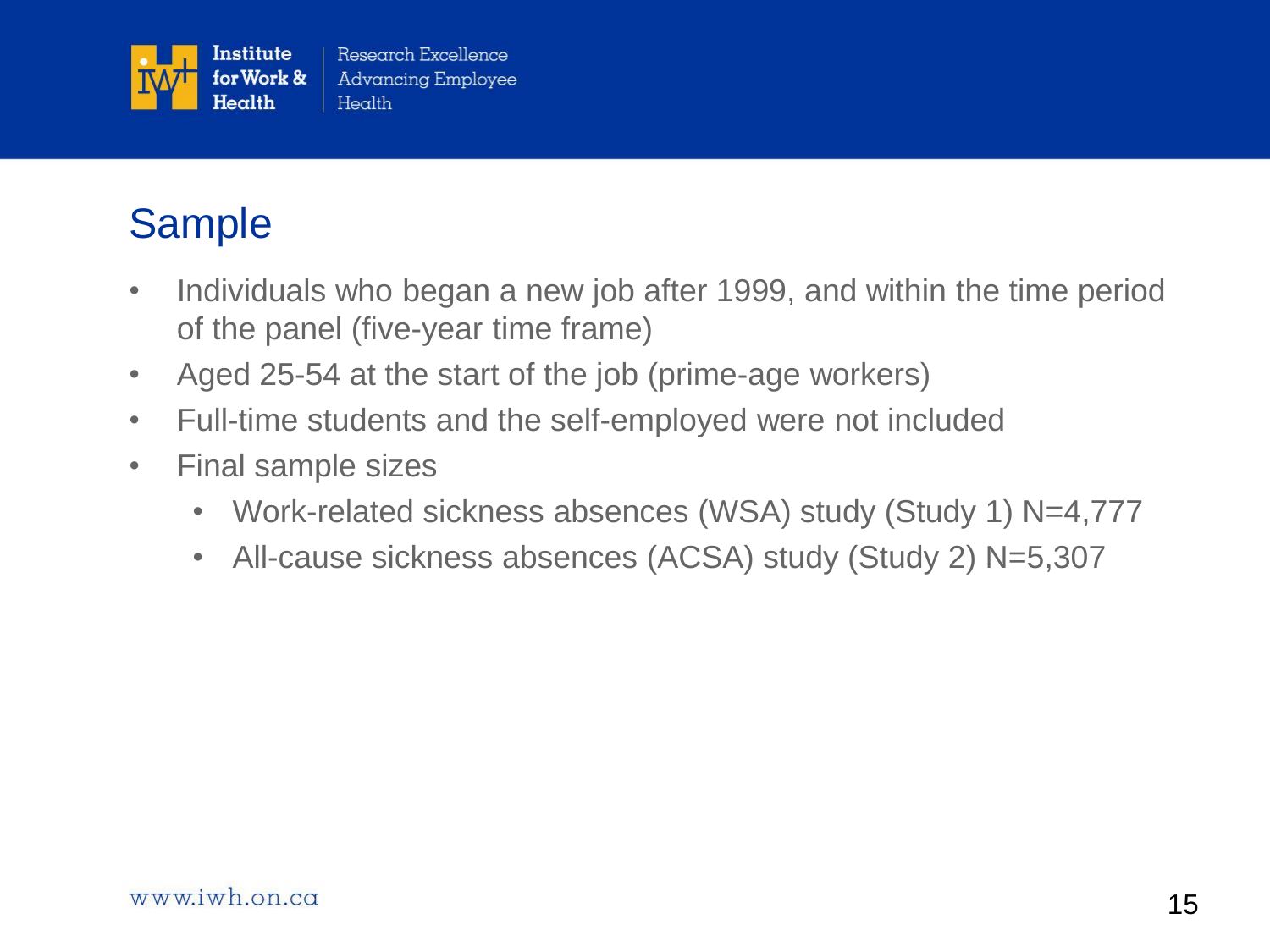## Sample

- Individuals who began a new job after 1999, and within the time period of the panel (five-year time frame)
- Aged 25-54 at the start of the job (prime-age workers)
- Full-time students and the self-employed were not included
- Final sample sizes
  - Work-related sickness absences (WSA) study (Study 1) N=4,777
  - All-cause sickness absences (ACSA) study (Study 2) N=5,307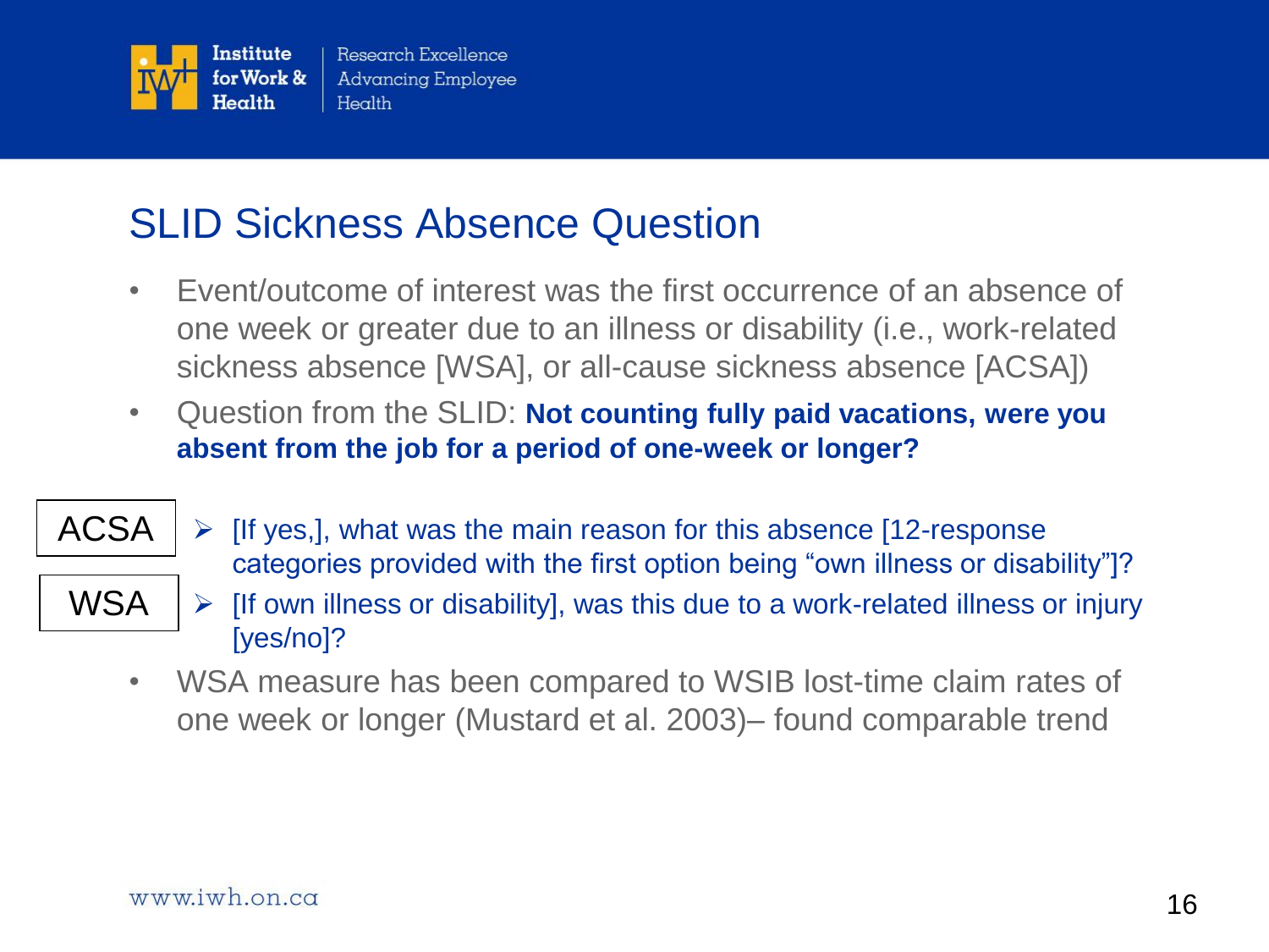# SLID Sickness Absence Question

- Event/outcome of interest was the first occurrence of an absence of one week or greater due to an illness or disability (i.e., work-related sickness absence [WSA], or all-cause sickness absence [ACSA])
- Question from the SLID: **Not counting fully paid vacations, were you absent from the job for a period of one-week or longer?**

ACSA

- [If yes,], what was the main reason for this absence [12-response categories provided with the first option being "own illness or disability"]?

WSA

- [If own illness or disability], was this due to a work-related illness or injury [yes/no]?

- WSA measure has been compared to WSIB lost-time claim rates of one week or longer (Mustard et al. 2003)– found comparable trend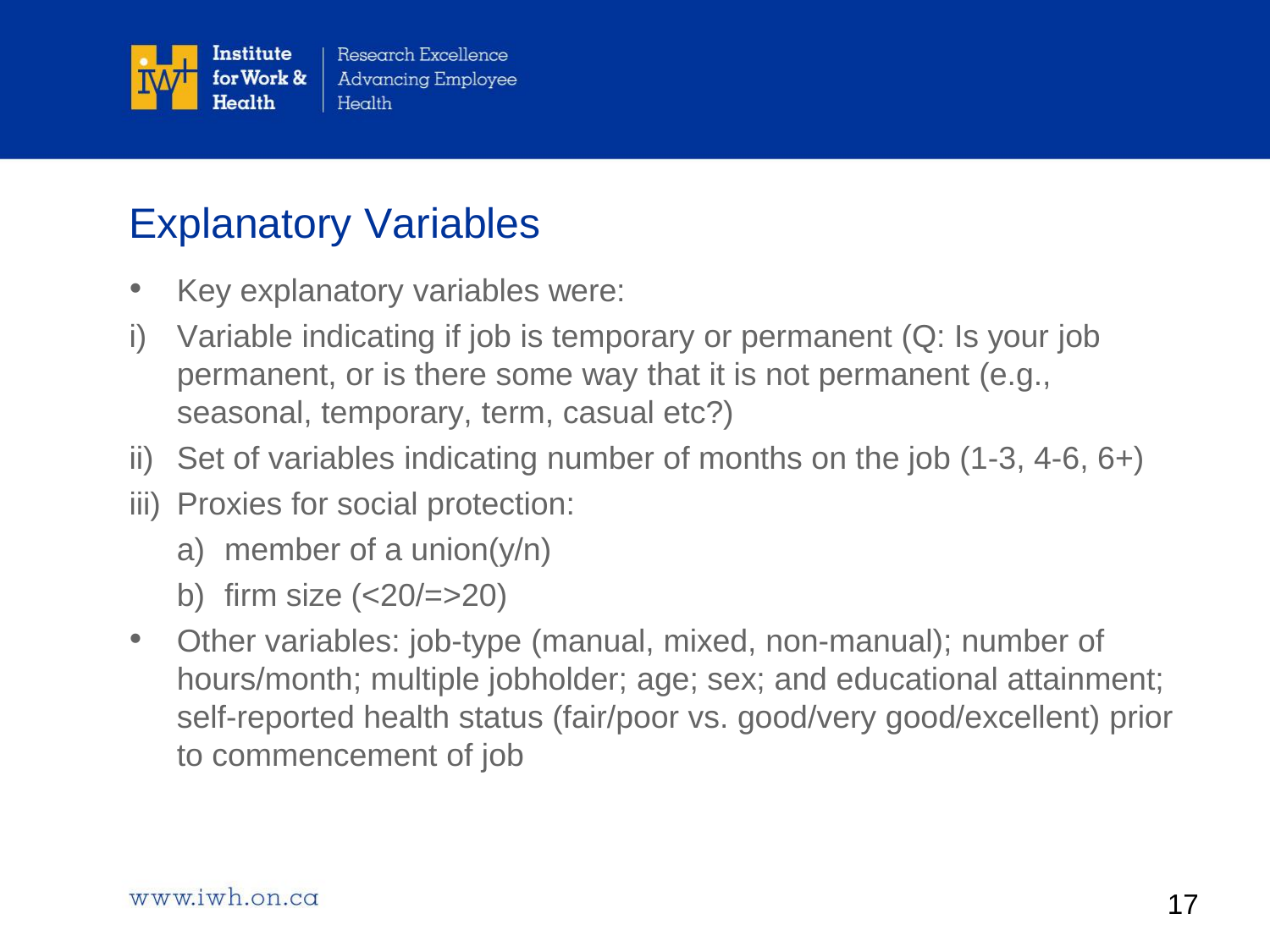## Explanatory Variables

- Key explanatory variables were:

i) Variable indicating if job is temporary or permanent (Q: Is your job permanent, or is there some way that it is not permanent (e.g., seasonal, temporary, term, casual etc?)

ii) Set of variables indicating number of months on the job (1-3, 4-6, 6+)

iii) Proxies for social protection:

   a) member of a union(y/n)

   b) firm size (<20/=>20)

- Other variables: job-type (manual, mixed, non-manual); number of hours/month; multiple jobholder; age; sex; and educational attainment; self-reported health status (fair/poor vs. good/very good/excellent) prior to commencement of job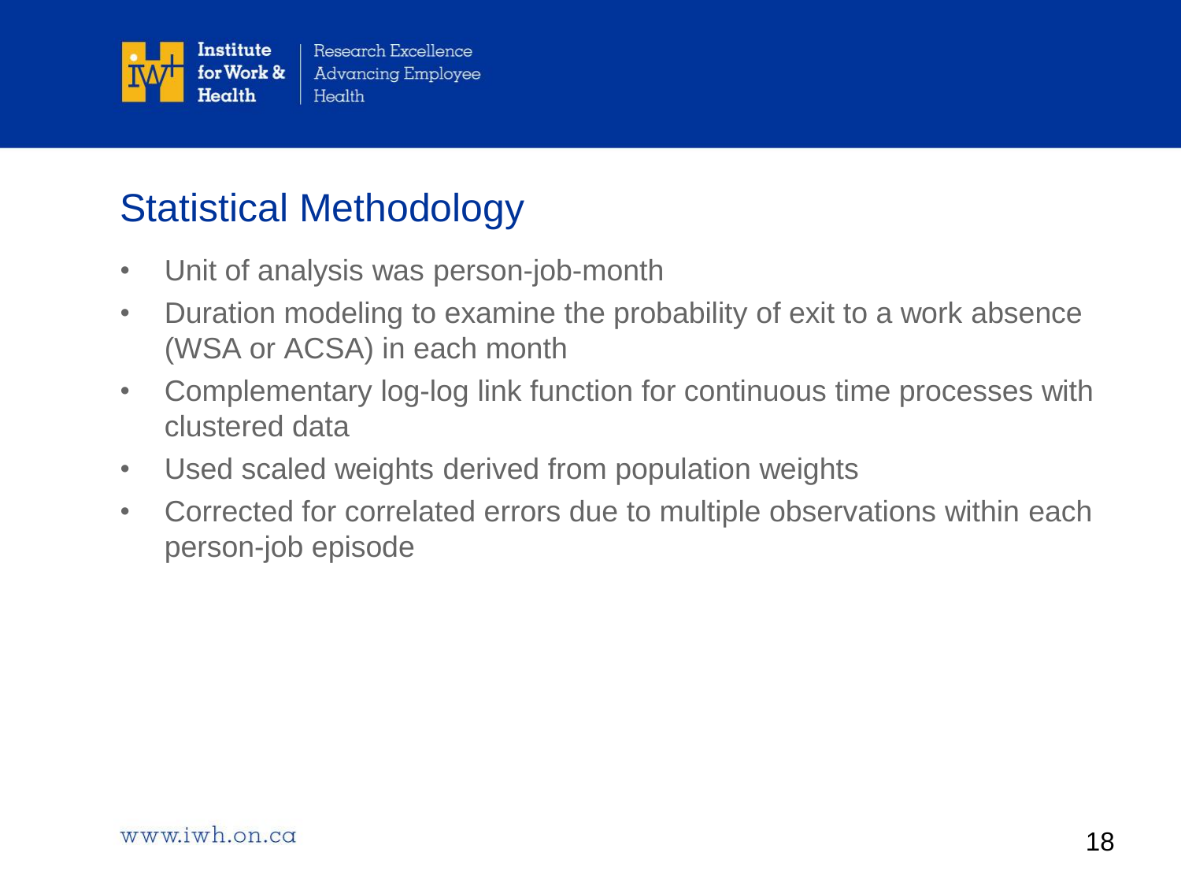## Statistical Methodology

- Unit of analysis was person-job-month
- Duration modeling to examine the probability of exit to a work absence (WSA or ACSA) in each month
- Complementary log-log link function for continuous time processes with clustered data
- Used scaled weights derived from population weights
- Corrected for correlated errors due to multiple observations within each person-job episode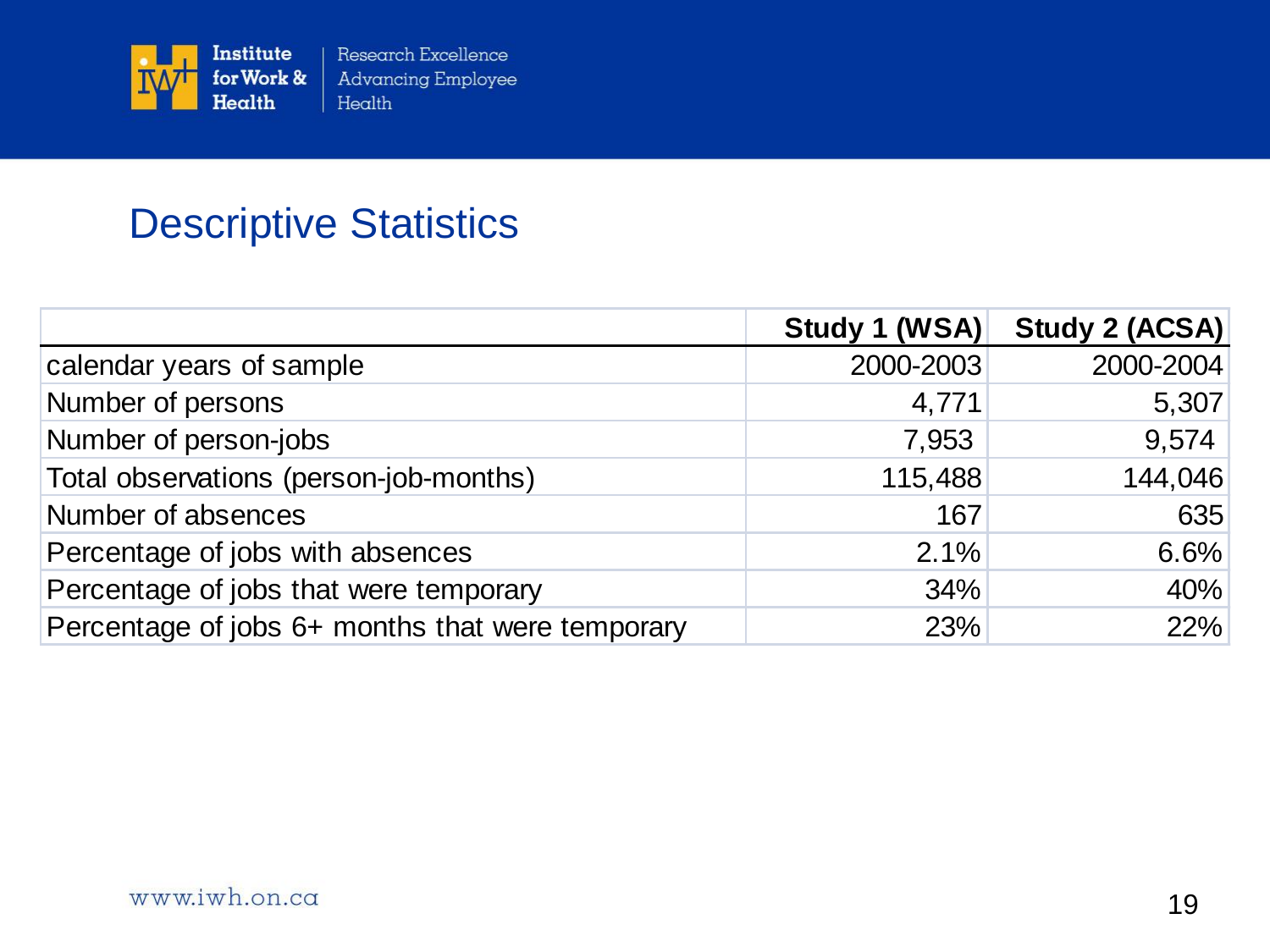## Descriptive Statistics

| | Study 1 (WSA) | Study 2 (ACSA) |
|---|---|---|
| calendar years of sample | 2000-2003 | 2000-2004 |
| Number of persons | 4,771 | 5,307 |
| Number of person-jobs | 7,953 | 9,574 |
| Total observations (person-job-months) | 115,488 | 144,046 |
| Number of absences | 167 | 635 |
| Percentage of jobs with absences | 2.1% | 6.6% |
| Percentage of jobs that were temporary | 34% | 40% |
| Percentage of jobs 6+ months that were temporary | 23% | 22% |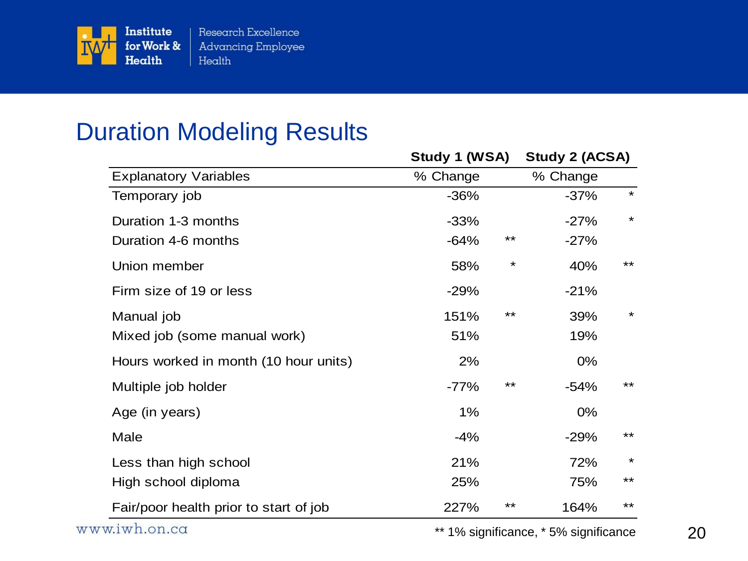## Duration Modeling Results

| | Study 1 (WSA) | | Study 2 (ACSA) | |
|---|---|---|---|---|
| Explanatory Variables | % Change | | % Change | |
| Temporary job | -36% | | -37% | * |
| Duration 1-3 months | -33% | | -27% | * |
| Duration 4-6 months | -64% | ** | -27% | |
| Union member | 58% | * | 40% | ** |
| Firm size of 19 or less | -29% | | -21% | |
| Manual job | 151% | ** | 39% | * |
| Mixed job (some manual work) | 51% | | 19% | |
| Hours worked in month (10 hour units) | 2% | | 0% | |
| Multiple job holder | -77% | ** | -54% | ** |
| Age (in years) | 1% | | 0% | |
| Male | -4% | | -29% | ** |
| Less than high school | 21% | | 72% | * |
| High school diploma | 25% | | 75% | ** |
| Fair/poor health prior to start of job | 227% | ** | 164% | ** |

** 1% significance, * 5% significance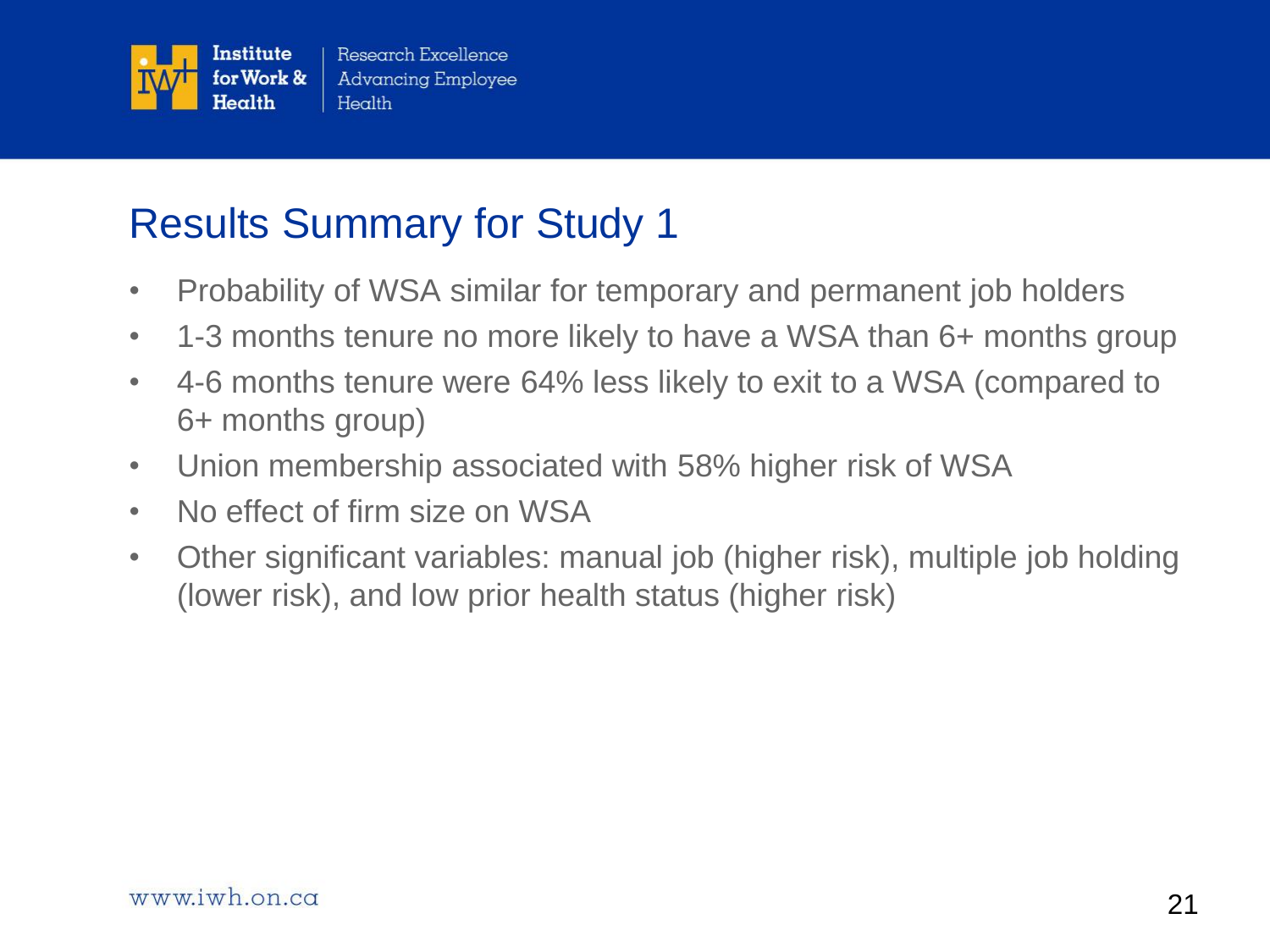# Results Summary for Study 1

- Probability of WSA similar for temporary and permanent job holders
- 1-3 months tenure no more likely to have a WSA than 6+ months group
- 4-6 months tenure were 64% less likely to exit to a WSA (compared to 6+ months group)
- Union membership associated with 58% higher risk of WSA
- No effect of firm size on WSA
- Other significant variables: manual job (higher risk), multiple job holding (lower risk), and low prior health status (higher risk)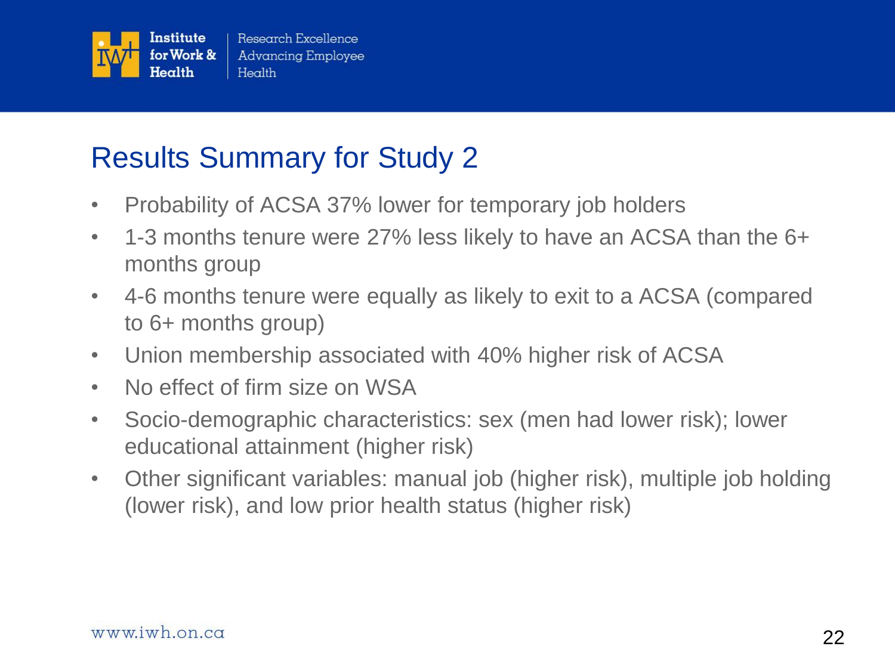# Results Summary for Study 2

- Probability of ACSA 37% lower for temporary job holders
- 1-3 months tenure were 27% less likely to have an ACSA than the 6+ months group
- 4-6 months tenure were equally as likely to exit to a ACSA (compared to 6+ months group)
- Union membership associated with 40% higher risk of ACSA
- No effect of firm size on WSA
- Socio-demographic characteristics: sex (men had lower risk); lower educational attainment (higher risk)
- Other significant variables: manual job (higher risk), multiple job holding (lower risk), and low prior health status (higher risk)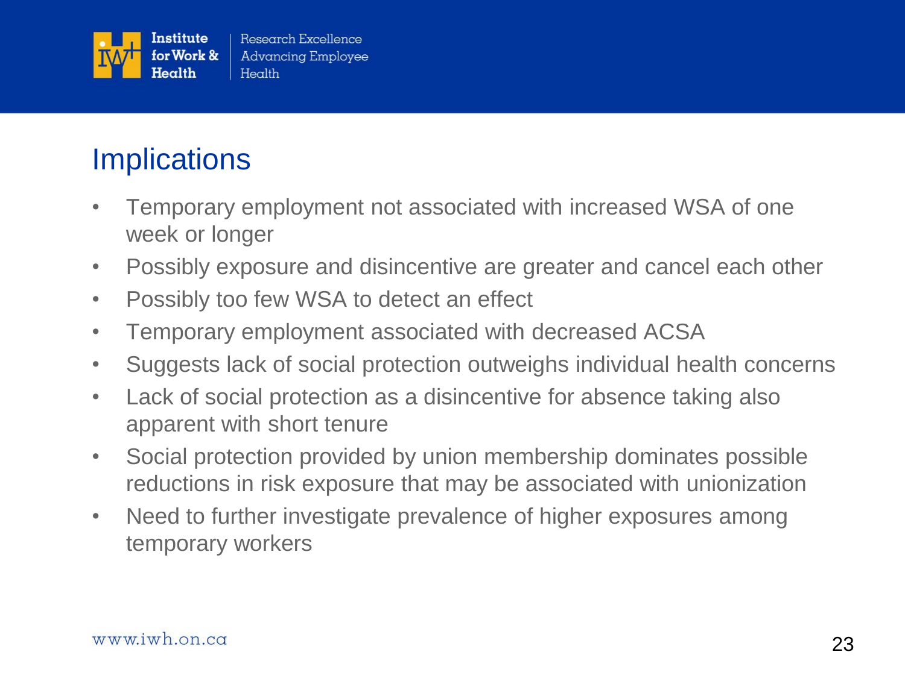# Implications

- Temporary employment not associated with increased WSA of one week or longer
- Possibly exposure and disincentive are greater and cancel each other
- Possibly too few WSA to detect an effect
- Temporary employment associated with decreased ACSA
- Suggests lack of social protection outweighs individual health concerns
- Lack of social protection as a disincentive for absence taking also apparent with short tenure
- Social protection provided by union membership dominates possible reductions in risk exposure that may be associated with unionization
- Need to further investigate prevalence of higher exposures among temporary workers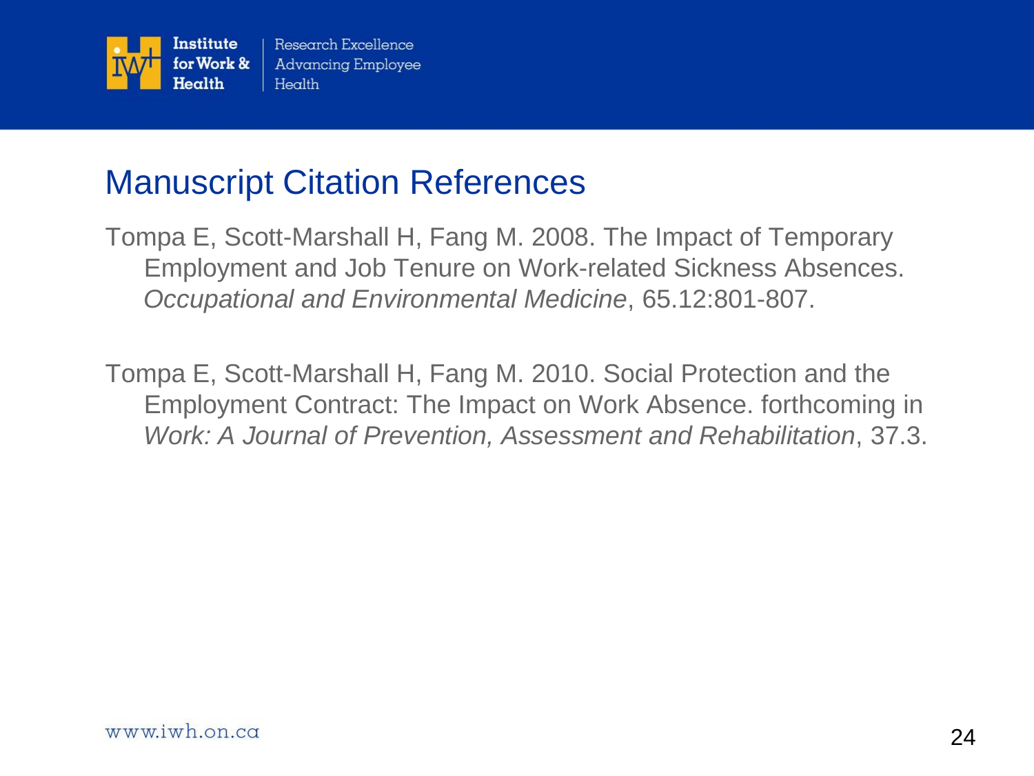## Manuscript Citation References

Tompa E, Scott-Marshall H, Fang M. 2008. The Impact of Temporary Employment and Job Tenure on Work-related Sickness Absences. *Occupational and Environmental Medicine*, 65.12:801-807.

Tompa E, Scott-Marshall H, Fang M. 2010. Social Protection and the Employment Contract: The Impact on Work Absence. forthcoming in *Work: A Journal of Prevention, Assessment and Rehabilitation*, 37.3.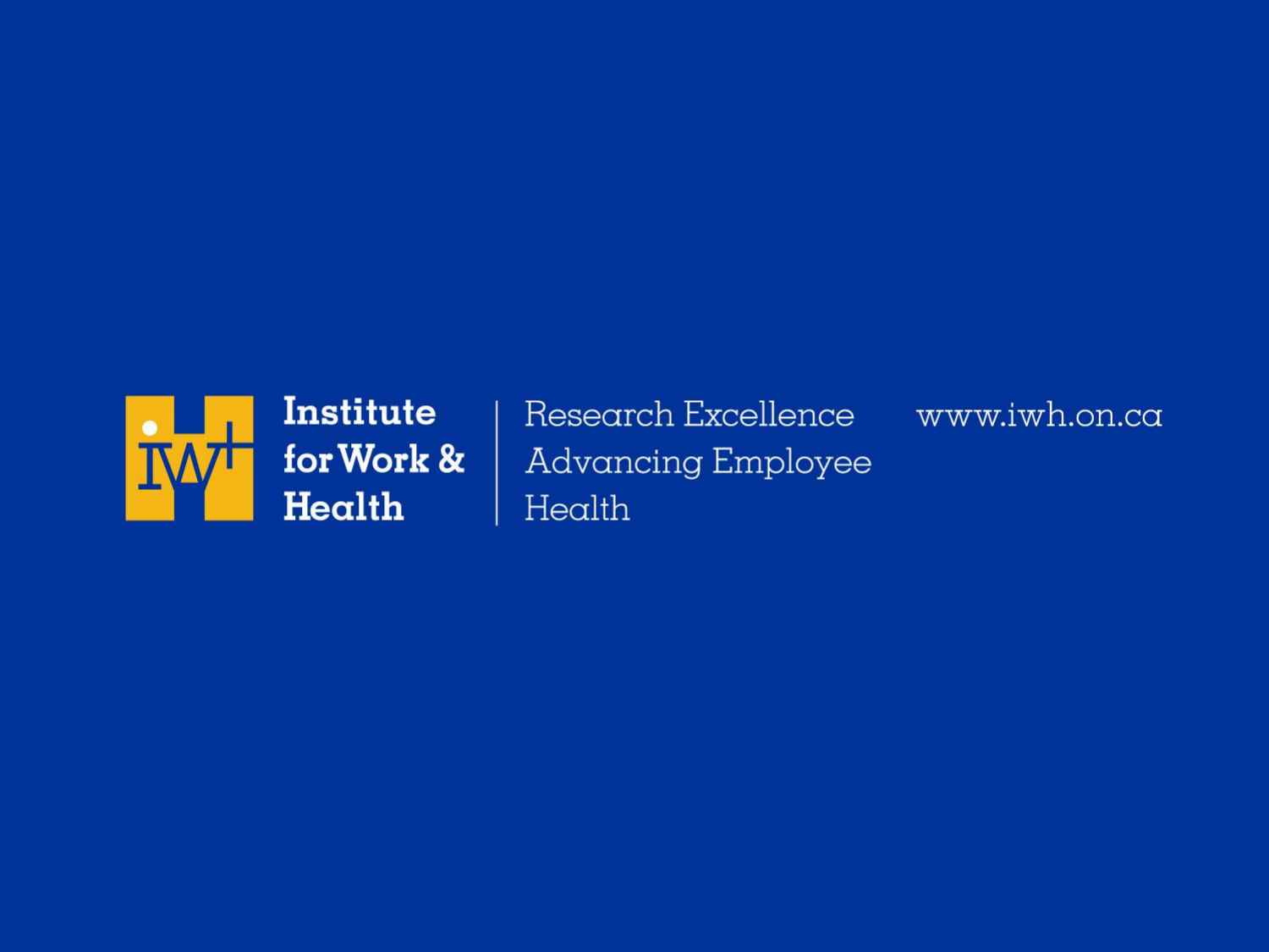Institute for Work & Health

Research Excellence Advancing Employee Health

www.iwh.on.ca